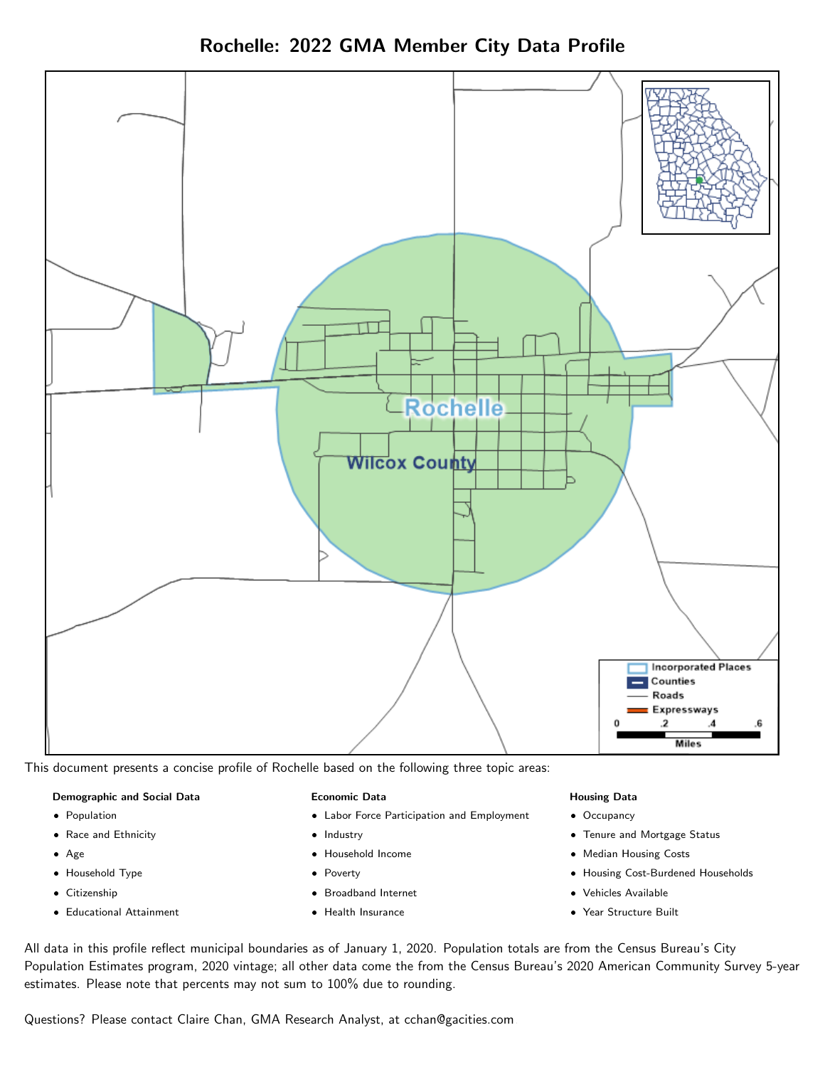# Rochelle: 2022 GMA Member City Data Profile

This document presents a concise profile of Rochelle based on the following three topic areas:

**Demographic and Social Data**

- Population
- Race and Ethnicity
- Age
- Household Type
- Citizenship
- Educational Attainment

**Economic Data**

- Labor Force Participation and Employment
- Industry
- Household Income
- Poverty
- Broadband Internet
- Health Insurance

**Housing Data**

- Occupancy
- Tenure and Mortgage Status
- Median Housing Costs
- Housing Cost-Burdened Households
- Vehicles Available
- Year Structure Built

All data in this profile reflect municipal boundaries as of January 1, 2020. Population totals are from the Census Bureau's City Population Estimates program, 2020 vintage; all other data come the from the Census Bureau's 2020 American Community Survey 5-year estimates. Please note that percents may not sum to 100% due to rounding.

Questions? Please contact Claire Chan, GMA Research Analyst, at cchan@gacities.com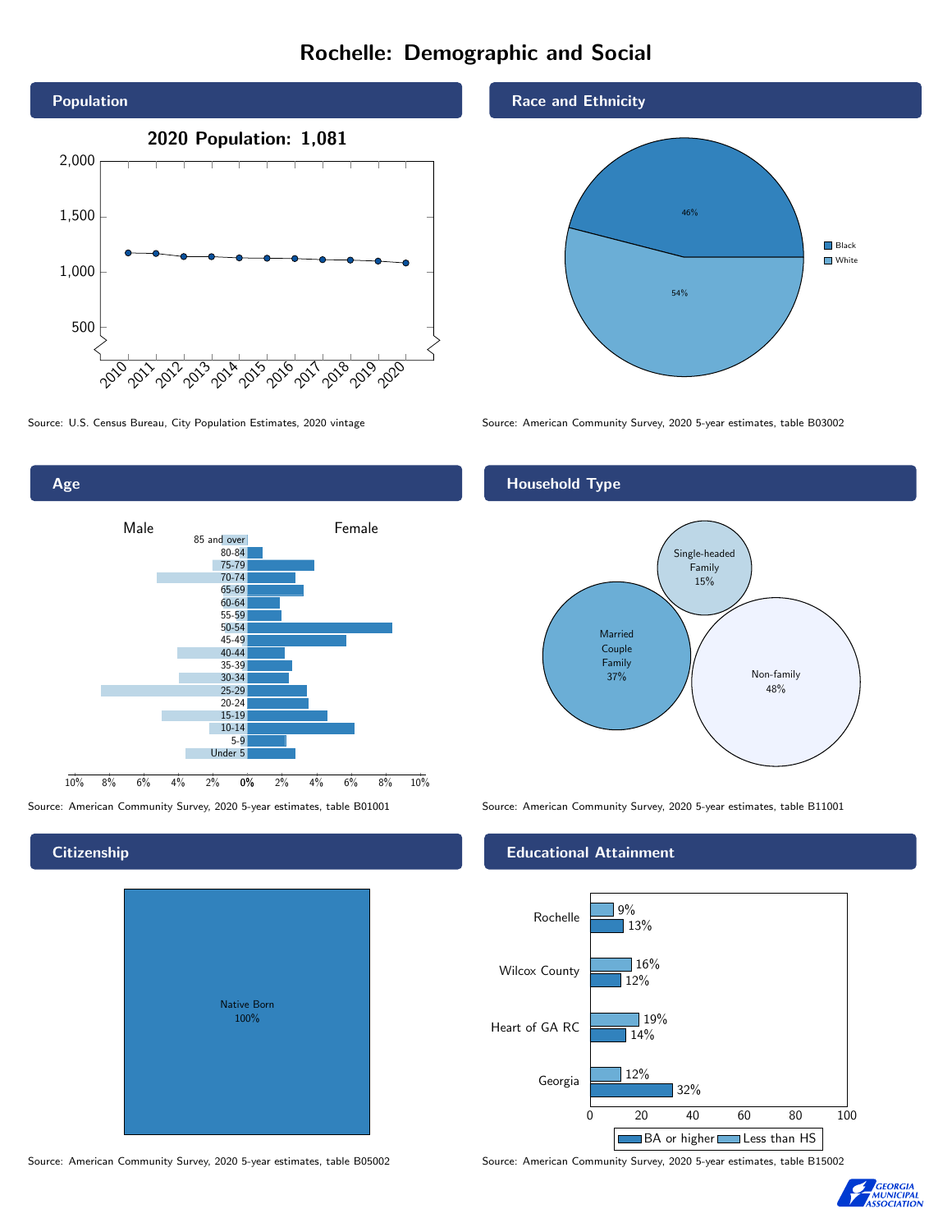# Rochelle: Demographic and Social

## Population

2020 Population: 1,081

Source: U.S. Census Bureau, City Population Estimates, 2020 vintage

## Race and Ethnicity

| Race | Percent |
| --- | --- |
| Black | 46% |
| White | 54% |

Source: American Community Survey, 2020 5-year estimates, table B03002

## Age

Male | Female

85 and over, 80-84, 75-79, 70-74, 65-69, 60-64, 55-59, 50-54, 45-49, 40-44, 35-39, 30-34, 25-29, 20-24, 15-19, 10-14, 5-9, Under 5

Source: American Community Survey, 2020 5-year estimates, table B01001

## Household Type

| Household Type | Percent |
| --- | --- |
| Single-headed Family | 15% |
| Married Couple Family | 37% |
| Non-family | 48% |

Source: American Community Survey, 2020 5-year estimates, table B11001

## Citizenship

Native Born 100%

Source: American Community Survey, 2020 5-year estimates, table B05002

## Educational Attainment

| | Less than HS | BA or higher |
| --- | --- | --- |
| Rochelle | 9% | 13% |
| Wilcox County | 16% | 12% |
| Heart of GA RC | 19% | 14% |
| Georgia | 12% | 32% |

Source: American Community Survey, 2020 5-year estimates, table B15002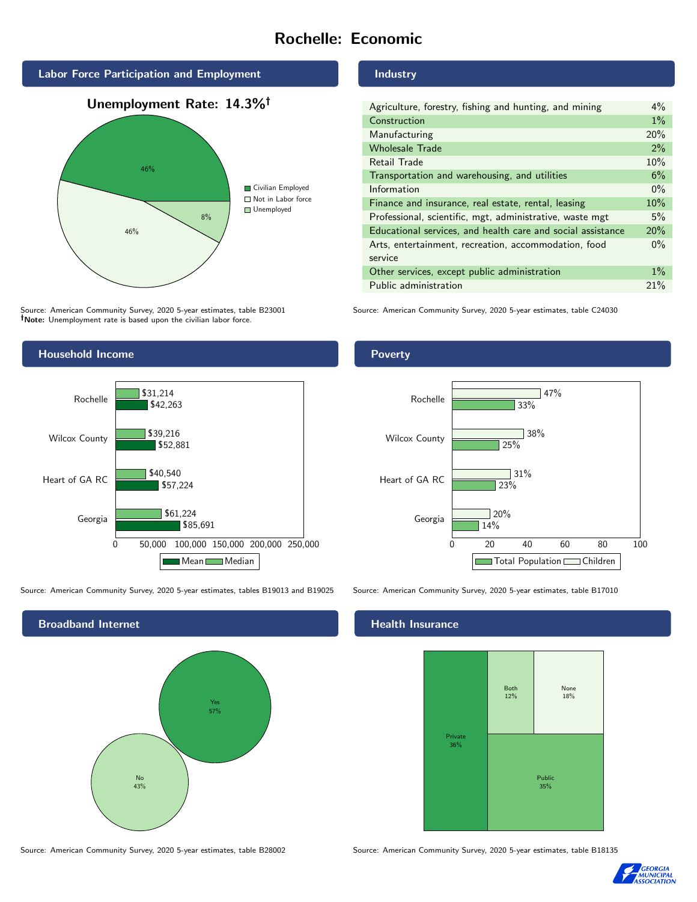# Rochelle: Economic

## Labor Force Participation and Employment

**Unemployment Rate: 14.3%†**

| Category | Percent |
|---|---|
| Civilian Employed | 46% |
| Not in Labor force | 46% |
| Unemployed | 8% |

Source: American Community Survey, 2020 5-year estimates, table B23001
**†Note:** Unemployment rate is based upon the civilian labor force.

## Industry

| Industry | Percent |
|---|---|
| Agriculture, forestry, fishing and hunting, and mining | 4% |
| Construction | 1% |
| Manufacturing | 20% |
| Wholesale Trade | 2% |
| Retail Trade | 10% |
| Transportation and warehousing, and utilities | 6% |
| Information | 0% |
| Finance and insurance, real estate, rental, leasing | 10% |
| Professional, scientific, mgt, administrative, waste mgt | 5% |
| Educational services, and health care and social assistance | 20% |
| Arts, entertainment, recreation, accommodation, food service | 0% |
| Other services, except public administration | 1% |
| Public administration | 21% |

Source: American Community Survey, 2020 5-year estimates, table C24030

## Household Income

| | Median | Mean |
|---|---|---|
| Rochelle | $31,214 | $42,263 |
| Wilcox County | $39,216 | $52,881 |
| Heart of GA RC | $40,540 | $57,224 |
| Georgia | $61,224 | $85,691 |

Source: American Community Survey, 2020 5-year estimates, tables B19013 and B19025

## Poverty

| | Children | Total Population |
|---|---|---|
| Rochelle | 47% | 33% |
| Wilcox County | 38% | 25% |
| Heart of GA RC | 31% | 23% |
| Georgia | 20% | 14% |

Source: American Community Survey, 2020 5-year estimates, table B17010

## Broadband Internet

| | Percent |
|---|---|
| Yes | 57% |
| No | 43% |

Source: American Community Survey, 2020 5-year estimates, table B28002

## Health Insurance

| | Percent |
|---|---|
| Private | 36% |
| Both | 12% |
| None | 18% |
| Public | 35% |

Source: American Community Survey, 2020 5-year estimates, table B18135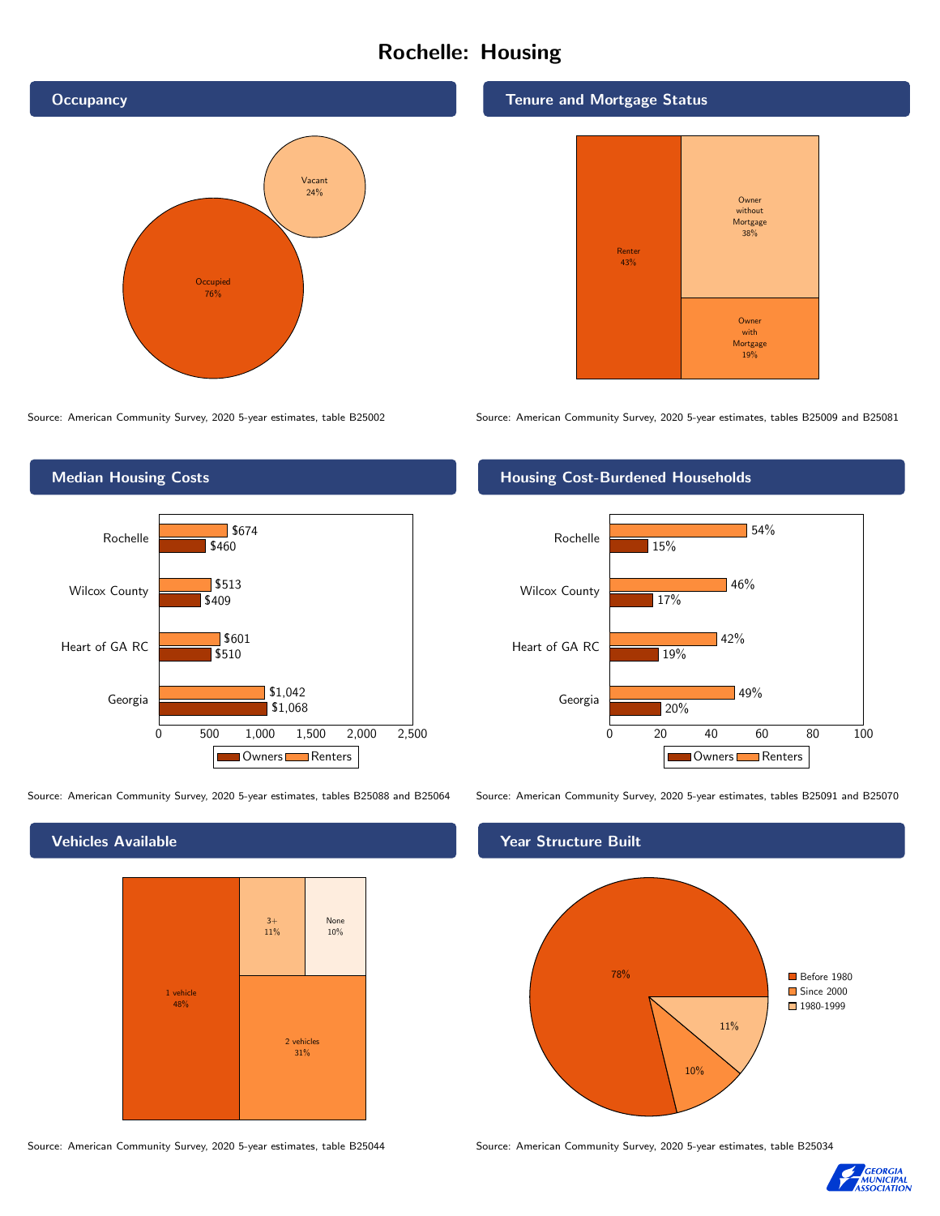# Rochelle: Housing

## Occupancy

Vacant
24%

Occupied
76%

Source: American Community Survey, 2020 5-year estimates, table B25002

## Tenure and Mortgage Status

Renter
43%

Owner
without
Mortgage
38%

Owner
with
Mortgage
19%

Source: American Community Survey, 2020 5-year estimates, tables B25009 and B25081

## Median Housing Costs

Rochelle
$674
$460

Wilcox County
$513
$409

Heart of GA RC
$601
$510

Georgia
$1,042
$1,068

0 500 1,000 1,500 2,000 2,500

Owners Renters

Source: American Community Survey, 2020 5-year estimates, tables B25088 and B25064

## Housing Cost-Burdened Households

Rochelle
54%
15%

Wilcox County
46%
17%

Heart of GA RC
42%
19%

Georgia
49%
20%

0 20 40 60 80 100

Owners Renters

Source: American Community Survey, 2020 5-year estimates, tables B25091 and B25070

## Vehicles Available

1 vehicle
48%

3+
11%

None
10%

2 vehicles
31%

Source: American Community Survey, 2020 5-year estimates, table B25044

## Year Structure Built

78%
10%
11%

Before 1980
Since 2000
1980-1999

Source: American Community Survey, 2020 5-year estimates, table B25034

GEORGIA MUNICIPAL ASSOCIATION